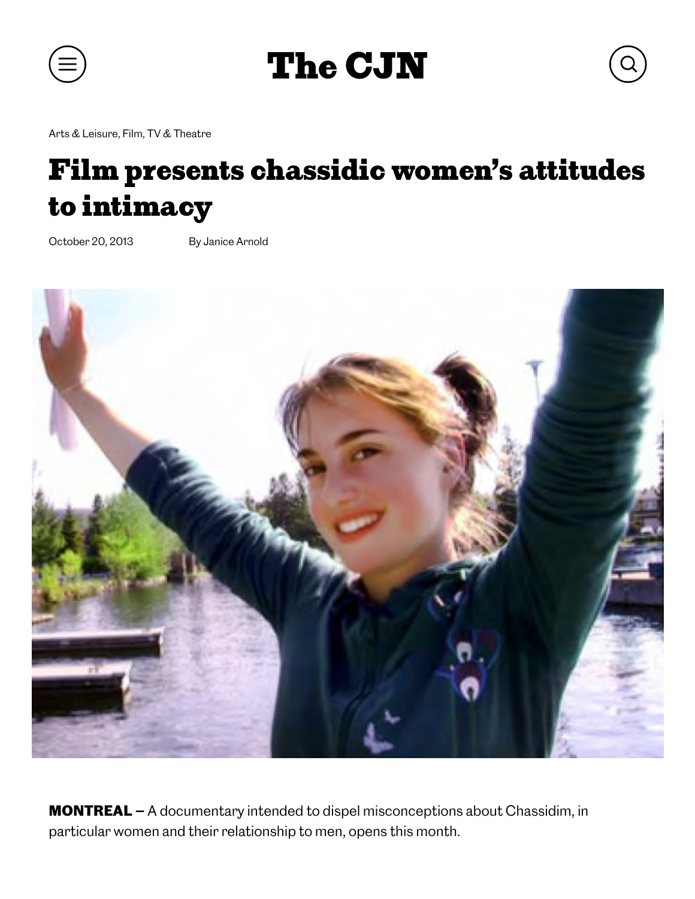Arts & Leisure, Film, TV & Theatre

# Film presents chassidic women's attitudes to intimacy

October 20, 2013 By Janice Arnold

**MONTREAL –** A documentary intended to dispel misconceptions about Chassidim, in particular women and their relationship to men, opens this month.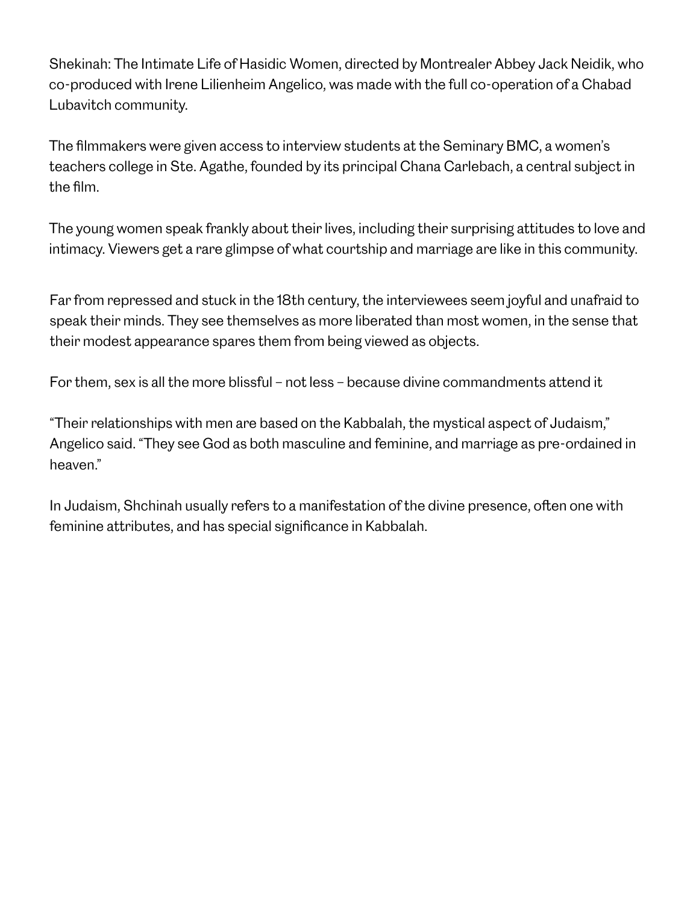Shekinah: The Intimate Life of Hasidic Women, directed by Montrealer Abbey Jack Neidik, who co-produced with Irene Lilienheim Angelico, was made with the full co-operation of a Chabad Lubavitch community.

The filmmakers were given access to interview students at the Seminary BMC, a women's teachers college in Ste. Agathe, founded by its principal Chana Carlebach, a central subject in the film.

The young women speak frankly about their lives, including their surprising attitudes to love and intimacy. Viewers get a rare glimpse of what courtship and marriage are like in this community.

Far from repressed and stuck in the 18th century, the interviewees seem joyful and unafraid to speak their minds. They see themselves as more liberated than most women, in the sense that their modest appearance spares them from being viewed as objects.

For them, sex is all the more blissful – not less – because divine commandments attend it

"Their relationships with men are based on the Kabbalah, the mystical aspect of Judaism," Angelico said. "They see God as both masculine and feminine, and marriage as pre-ordained in heaven."

In Judaism, Shchinah usually refers to a manifestation of the divine presence, often one with feminine attributes, and has special significance in Kabbalah.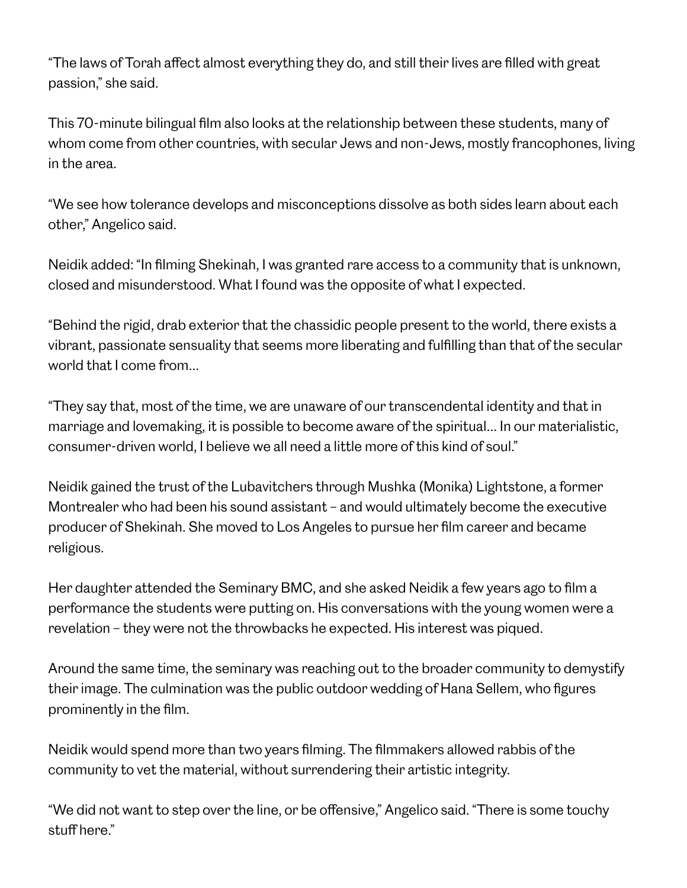"The laws of Torah affect almost everything they do, and still their lives are filled with great passion," she said.

This 70-minute bilingual film also looks at the relationship between these students, many of whom come from other countries, with secular Jews and non-Jews, mostly francophones, living in the area.

"We see how tolerance develops and misconceptions dissolve as both sides learn about each other," Angelico said.

Neidik added: "In filming Shekinah, I was granted rare access to a community that is unknown, closed and misunderstood. What I found was the opposite of what I expected.

"Behind the rigid, drab exterior that the chassidic people present to the world, there exists a vibrant, passionate sensuality that seems more liberating and fulfilling than that of the secular world that I come from…

"They say that, most of the time, we are unaware of our transcendental identity and that in marriage and lovemaking, it is possible to become aware of the spiritual… In our materialistic, consumer-driven world, I believe we all need a little more of this kind of soul."

Neidik gained the trust of the Lubavitchers through Mushka (Monika) Lightstone, a former Montrealer who had been his sound assistant – and would ultimately become the executive producer of Shekinah. She moved to Los Angeles to pursue her film career and became religious.

Her daughter attended the Seminary BMC, and she asked Neidik a few years ago to film a performance the students were putting on. His conversations with the young women were a revelation – they were not the throwbacks he expected. His interest was piqued.

Around the same time, the seminary was reaching out to the broader community to demystify their image. The culmination was the public outdoor wedding of Hana Sellem, who figures prominently in the film.

Neidik would spend more than two years filming. The filmmakers allowed rabbis of the community to vet the material, without surrendering their artistic integrity.

"We did not want to step over the line, or be offensive," Angelico said. "There is some touchy stuff here."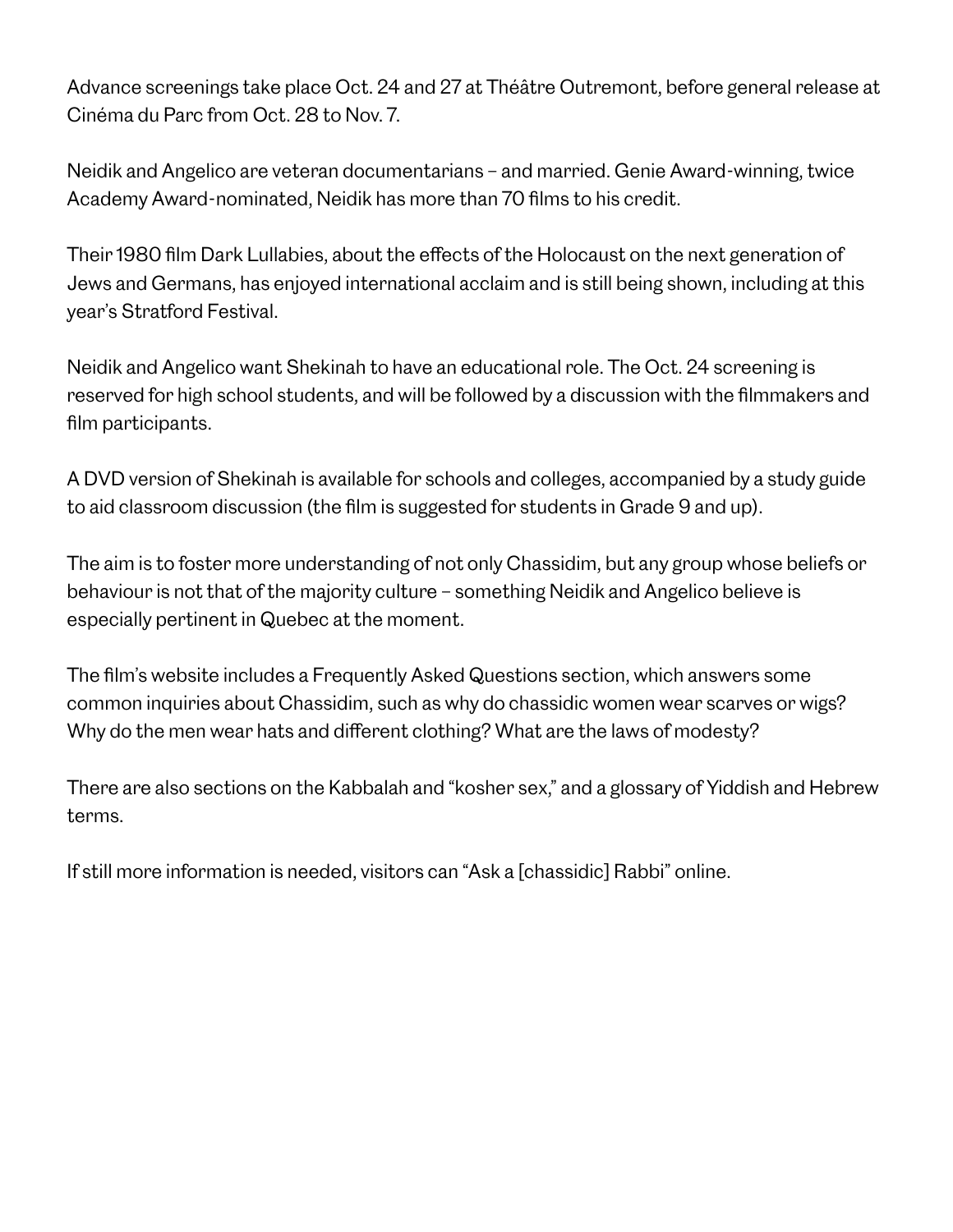Advance screenings take place Oct. 24 and 27 at Théâtre Outremont, before general release at Cinéma du Parc from Oct. 28 to Nov. 7.

Neidik and Angelico are veteran documentarians – and married. Genie Award-winning, twice Academy Award-nominated, Neidik has more than 70 films to his credit.

Their 1980 film Dark Lullabies, about the effects of the Holocaust on the next generation of Jews and Germans, has enjoyed international acclaim and is still being shown, including at this year's Stratford Festival.

Neidik and Angelico want Shekinah to have an educational role. The Oct. 24 screening is reserved for high school students, and will be followed by a discussion with the filmmakers and film participants.

A DVD version of Shekinah is available for schools and colleges, accompanied by a study guide to aid classroom discussion (the film is suggested for students in Grade 9 and up).

The aim is to foster more understanding of not only Chassidim, but any group whose beliefs or behaviour is not that of the majority culture – something Neidik and Angelico believe is especially pertinent in Quebec at the moment.

The film's website includes a Frequently Asked Questions section, which answers some common inquiries about Chassidim, such as why do chassidic women wear scarves or wigs? Why do the men wear hats and different clothing? What are the laws of modesty?

There are also sections on the Kabbalah and "kosher sex," and a glossary of Yiddish and Hebrew terms.

If still more information is needed, visitors can "Ask a [chassidic] Rabbi" online.